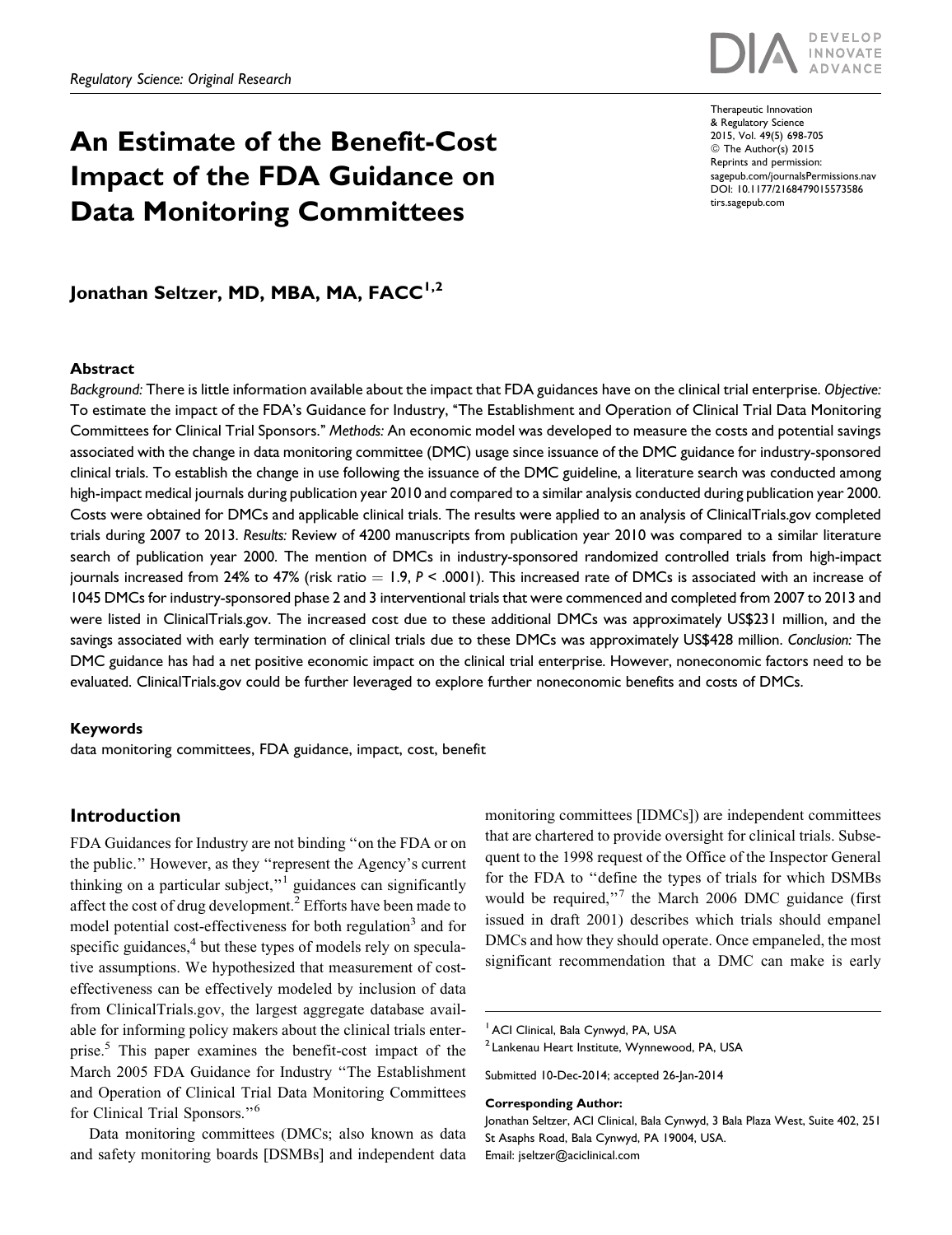Regulatory Science: Original Research

# An Estimate of the Benefit-Cost Impact of the FDA Guidance on Data Monitoring Committees

Therapeutic Innovation & Regulatory Science
2015, Vol. 49(5) 698-705
© The Author(s) 2015
Reprints and permission: sagepub.com/journalsPermissions.nav
DOI: 10.1177/2168479015573586
tirs.sagepub.com

**Jonathan Seltzer, MD, MBA, MA, FACC[1,2]**

## Abstract

*Background:* There is little information available about the impact that FDA guidances have on the clinical trial enterprise. *Objective:* To estimate the impact of the FDA's Guidance for Industry, "The Establishment and Operation of Clinical Trial Data Monitoring Committees for Clinical Trial Sponsors." *Methods:* An economic model was developed to measure the costs and potential savings associated with the change in data monitoring committee (DMC) usage since issuance of the DMC guidance for industry-sponsored clinical trials. To establish the change in use following the issuance of the DMC guideline, a literature search was conducted among high-impact medical journals during publication year 2010 and compared to a similar analysis conducted during publication year 2000. Costs were obtained for DMCs and applicable clinical trials. The results were applied to an analysis of ClinicalTrials.gov completed trials during 2007 to 2013. *Results:* Review of 4200 manuscripts from publication year 2010 was compared to a similar literature search of publication year 2000. The mention of DMCs in industry-sponsored randomized controlled trials from high-impact journals increased from 24% to 47% (risk ratio = 1.9, $P < .0001$). This increased rate of DMCs is associated with an increase of 1045 DMCs for industry-sponsored phase 2 and 3 interventional trials that were commenced and completed from 2007 to 2013 and were listed in ClinicalTrials.gov. The increased cost due to these additional DMCs was approximately US$231 million, and the savings associated with early termination of clinical trials due to these DMCs was approximately US$428 million. *Conclusion:* The DMC guidance has had a net positive economic impact on the clinical trial enterprise. However, noneconomic factors need to be evaluated. ClinicalTrials.gov could be further leveraged to explore further noneconomic benefits and costs of DMCs.

### Keywords

data monitoring committees, FDA guidance, impact, cost, benefit

## Introduction

FDA Guidances for Industry are not binding "on the FDA or on the public." However, as they "represent the Agency's current thinking on a particular subject,"[1] guidances can significantly affect the cost of drug development.[2] Efforts have been made to model potential cost-effectiveness for both regulation[3] and for specific guidances,[4] but these types of models rely on speculative assumptions. We hypothesized that measurement of cost-effectiveness can be effectively modeled by inclusion of data from ClinicalTrials.gov, the largest aggregate database available for informing policy makers about the clinical trials enterprise.[5] This paper examines the benefit-cost impact of the March 2005 FDA Guidance for Industry "The Establishment and Operation of Clinical Trial Data Monitoring Committees for Clinical Trial Sponsors."[6]

Data monitoring committees (DMCs; also known as data and safety monitoring boards [DSMBs] and independent data monitoring committees [IDMCs]) are independent committees that are chartered to provide oversight for clinical trials. Subsequent to the 1998 request of the Office of the Inspector General for the FDA to "define the types of trials for which DSMBs would be required,"[7] the March 2006 DMC guidance (first issued in draft 2001) describes which trials should empanel DMCs and how they should operate. Once empaneled, the most significant recommendation that a DMC can make is early

---

[1] ACI Clinical, Bala Cynwyd, PA, USA
[2] Lankenau Heart Institute, Wynnewood, PA, USA

Submitted 10-Dec-2014; accepted 26-Jan-2014

**Corresponding Author:**
Jonathan Seltzer, ACI Clinical, Bala Cynwyd, 3 Bala Plaza West, Suite 402, 251 St Asaphs Road, Bala Cynwyd, PA 19004, USA.
Email: jseltzer@aciclinical.com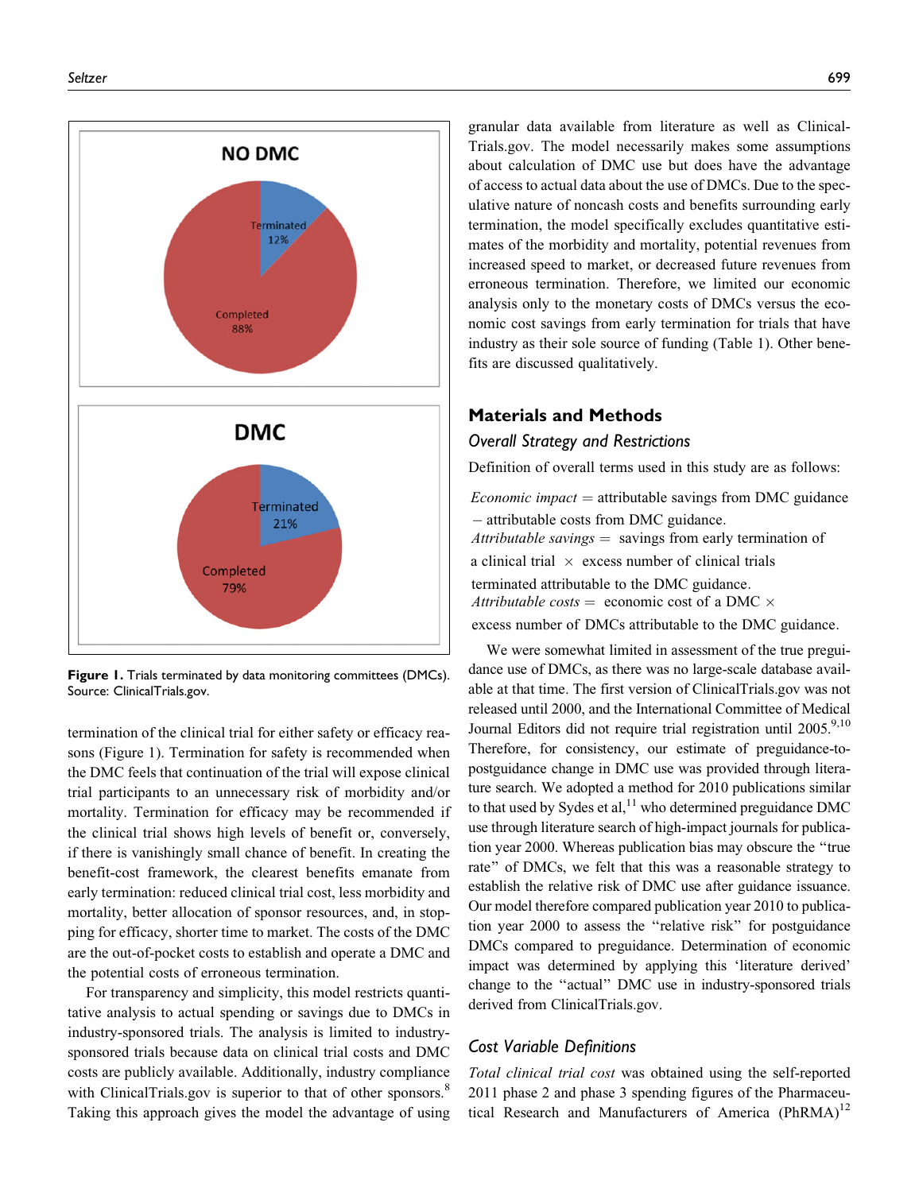**Figure 1.** Trials terminated by data monitoring committees (DMCs). Source: ClinicalTrials.gov.

termination of the clinical trial for either safety or efficacy reasons (Figure 1). Termination for safety is recommended when the DMC feels that continuation of the trial will expose clinical trial participants to an unnecessary risk of morbidity and/or mortality. Termination for efficacy may be recommended if the clinical trial shows high levels of benefit or, conversely, if there is vanishingly small chance of benefit. In creating the benefit-cost framework, the clearest benefits emanate from early termination: reduced clinical trial cost, less morbidity and mortality, better allocation of sponsor resources, and, in stopping for efficacy, shorter time to market. The costs of the DMC are the out-of-pocket costs to establish and operate a DMC and the potential costs of erroneous termination.

For transparency and simplicity, this model restricts quantitative analysis to actual spending or savings due to DMCs in industry-sponsored trials. The analysis is limited to industry-sponsored trials because data on clinical trial costs and DMC costs are publicly available. Additionally, industry compliance with ClinicalTrials.gov is superior to that of other sponsors.[8] Taking this approach gives the model the advantage of using granular data available from literature as well as ClinicalTrials.gov. The model necessarily makes some assumptions about calculation of DMC use but does have the advantage of access to actual data about the use of DMCs. Due to the speculative nature of noncash costs and benefits surrounding early termination, the model specifically excludes quantitative estimates of the morbidity and mortality, potential revenues from increased speed to market, or decreased future revenues from erroneous termination. Therefore, we limited our economic analysis only to the monetary costs of DMCs versus the economic cost savings from early termination for trials that have industry as their sole source of funding (Table 1). Other benefits are discussed qualitatively.

## Materials and Methods

### *Overall Strategy and Restrictions*

Definition of overall terms used in this study are as follows:

*Economic impact* = attributable savings from DMC guidance − attributable costs from DMC guidance.

*Attributable savings* = savings from early termination of a clinical trial × excess number of clinical trials terminated attributable to the DMC guidance.

*Attributable costs* = economic cost of a DMC × excess number of DMCs attributable to the DMC guidance.

We were somewhat limited in assessment of the true preguidance use of DMCs, as there was no large-scale database available at that time. The first version of ClinicalTrials.gov was not released until 2000, and the International Committee of Medical Journal Editors did not require trial registration until 2005.[9,10] Therefore, for consistency, our estimate of preguidance-to-postguidance change in DMC use was provided through literature search. We adopted a method for 2010 publications similar to that used by Sydes et al,[11] who determined preguidance DMC use through literature search of high-impact journals for publication year 2000. Whereas publication bias may obscure the "true rate" of DMCs, we felt that this was a reasonable strategy to establish the relative risk of DMC use after guidance issuance. Our model therefore compared publication year 2010 to publication year 2000 to assess the "relative risk" for postguidance DMCs compared to preguidance. Determination of economic impact was determined by applying this 'literature derived' change to the "actual" DMC use in industry-sponsored trials derived from ClinicalTrials.gov.

### *Cost Variable Definitions*

*Total clinical trial cost* was obtained using the self-reported 2011 phase 2 and phase 3 spending figures of the Pharmaceutical Research and Manufacturers of America (PhRMA)[12]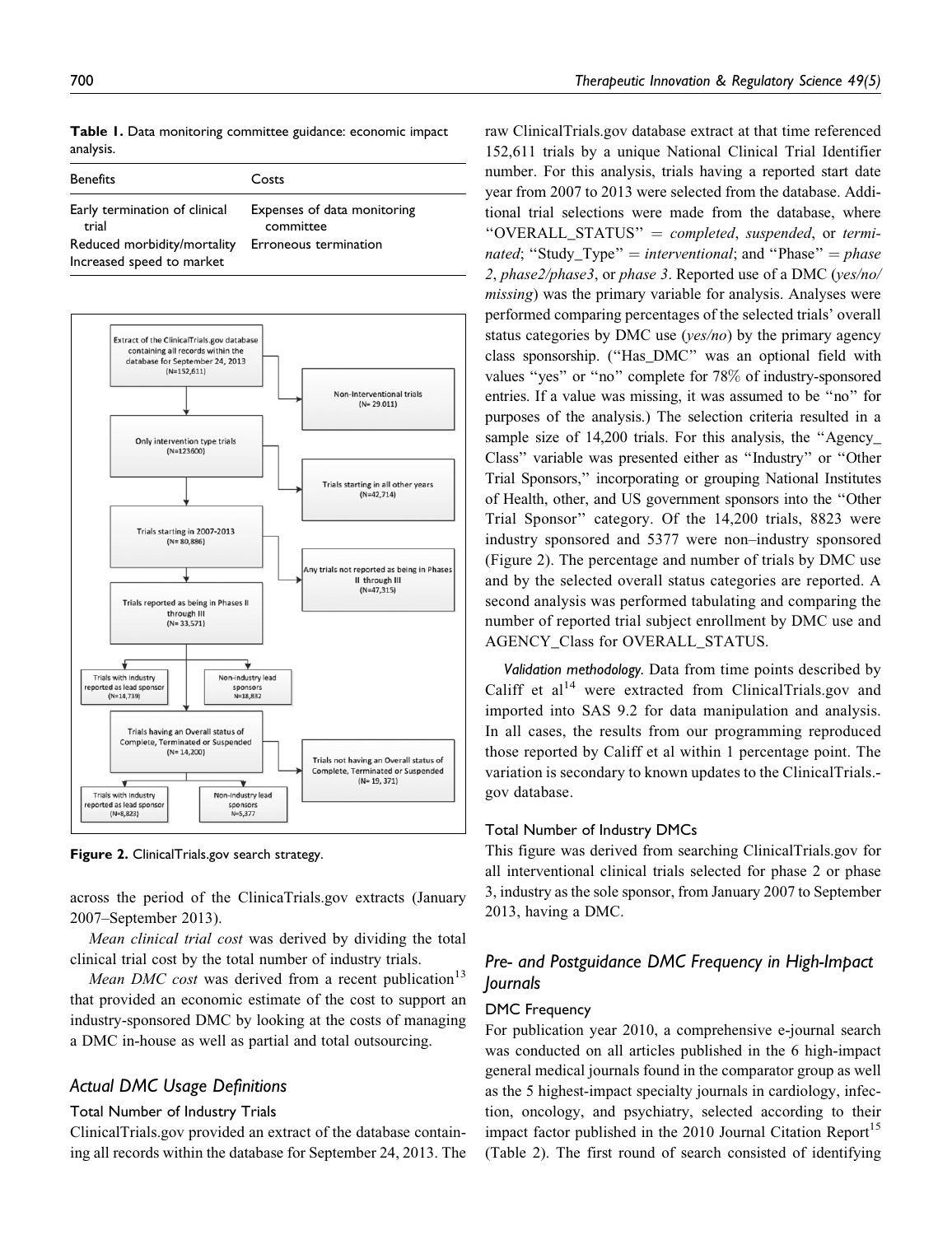**Table 1.** Data monitoring committee guidance: economic impact analysis.

| Benefits | Costs |
| --- | --- |
| Early termination of clinical trial | Expenses of data monitoring committee |
| Reduced morbidity/mortality | Erroneous termination |
| Increased speed to market | |

- Extract of the ClinicalTrials.gov database containing all records within the database for September 24, 2013 (N=152,611)
  - Non-Interventional trials (N= 29,011)
- Only intervention type trials (N=123600)
  - Trials starting in all other years (N=42,714)
- Trials starting in 2007-2013 (N= 80,886)
  - Any trials not reported as being in Phases II through III (N=47,315)
- Trials reported as being in Phases II through III (N= 33,571)
  - Trials with Industry reported as lead sponsor (N=14,739)
  - Non-industry lead sponsors N=18,832
- Trials having an Overall status of Complete, Terminated or Suspended (N= 14,200)
  - Trials not having an Overall status of Complete, Terminated or Suspended (N= 19, 371)
  - Trials with Industry reported as lead sponsor (N=8,823)
  - Non-industry lead sponsors N=5,377

**Figure 2.** ClinicalTrials.gov search strategy.

across the period of the ClinicaTrials.gov extracts (January 2007–September 2013).

*Mean clinical trial cost* was derived by dividing the total clinical trial cost by the total number of industry trials.

*Mean DMC cost* was derived from a recent publication[13] that provided an economic estimate of the cost to support an industry-sponsored DMC by looking at the costs of managing a DMC in-house as well as partial and total outsourcing.

## Actual DMC Usage Definitions

### Total Number of Industry Trials

ClinicalTrials.gov provided an extract of the database containing all records within the database for September 24, 2013. The raw ClinicalTrials.gov database extract at that time referenced 152,611 trials by a unique National Clinical Trial Identifier number. For this analysis, trials having a reported start date year from 2007 to 2013 were selected from the database. Additional trial selections were made from the database, where "OVERALL_STATUS" = *completed*, *suspended*, or *terminated*; "Study_Type" = *interventional*; and "Phase" = *phase 2*, *phase2/phase3*, or *phase 3*. Reported use of a DMC (*yes/no/missing*) was the primary variable for analysis. Analyses were performed comparing percentages of the selected trials' overall status categories by DMC use (*yes/no*) by the primary agency class sponsorship. ("Has_DMC" was an optional field with values "yes" or "no" complete for 78% of industry-sponsored entries. If a value was missing, it was assumed to be "no" for purposes of the analysis.) The selection criteria resulted in a sample size of 14,200 trials. For this analysis, the "Agency_Class" variable was presented either as "Industry" or "Other Trial Sponsors," incorporating or grouping National Institutes of Health, other, and US government sponsors into the "Other Trial Sponsor" category. Of the 14,200 trials, 8823 were industry sponsored and 5377 were non–industry sponsored (Figure 2). The percentage and number of trials by DMC use and by the selected overall status categories are reported. A second analysis was performed tabulating and comparing the number of reported trial subject enrollment by DMC use and AGENCY_Class for OVERALL_STATUS.

*Validation methodology.* Data from time points described by Califf et al[14] were extracted from ClinicalTrials.gov and imported into SAS 9.2 for data manipulation and analysis. In all cases, the results from our programming reproduced those reported by Califf et al within 1 percentage point. The variation is secondary to known updates to the ClinicalTrials.gov database.

### Total Number of Industry DMCs

This figure was derived from searching ClinicalTrials.gov for all interventional clinical trials selected for phase 2 or phase 3, industry as the sole sponsor, from January 2007 to September 2013, having a DMC.

## Pre- and Postguidance DMC Frequency in High-Impact Journals

### DMC Frequency

For publication year 2010, a comprehensive e-journal search was conducted on all articles published in the 6 high-impact general medical journals found in the comparator group as well as the 5 highest-impact specialty journals in cardiology, infection, oncology, and psychiatry, selected according to their impact factor published in the 2010 Journal Citation Report[15] (Table 2). The first round of search consisted of identifying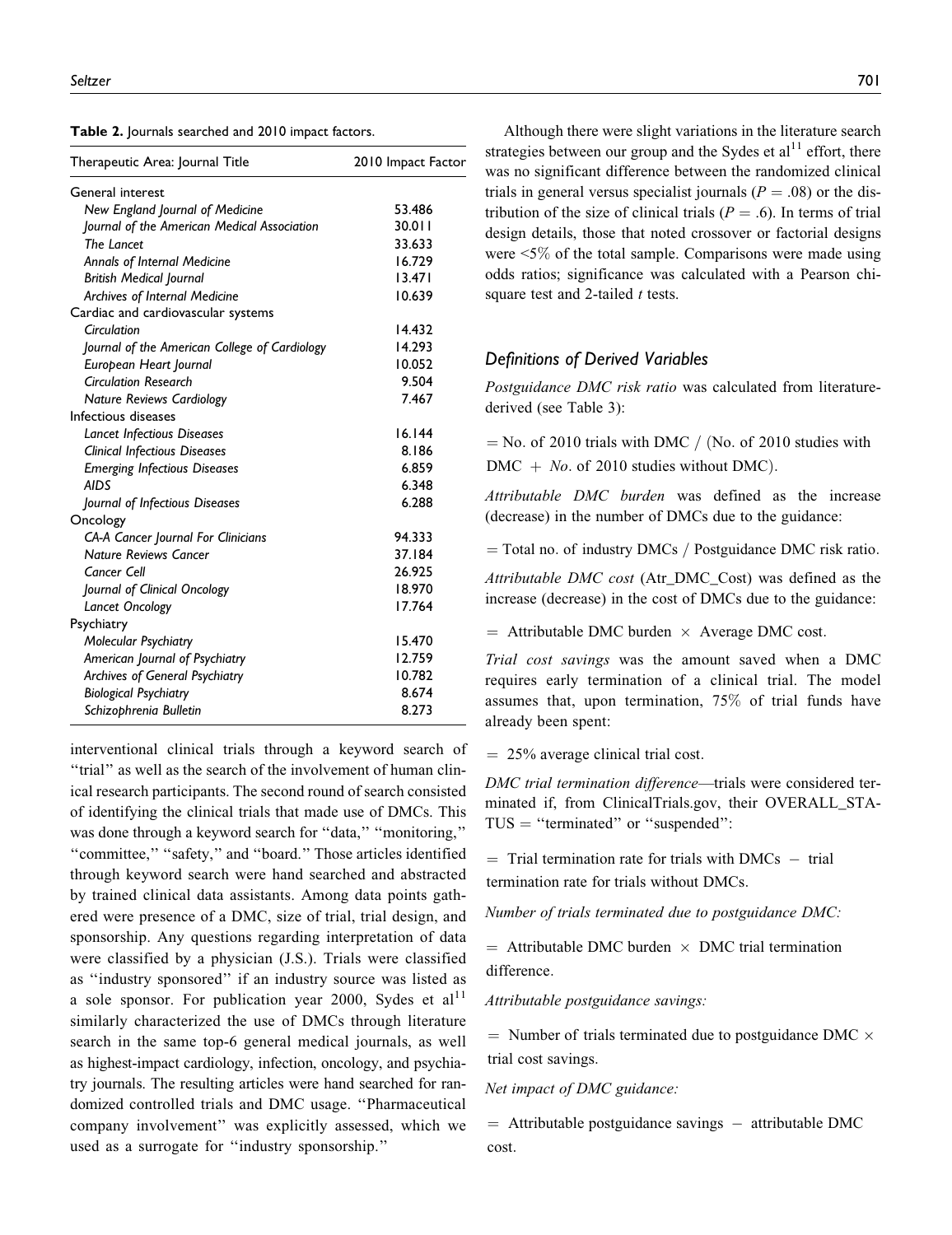**Table 2.** Journals searched and 2010 impact factors.

| Therapeutic Area: Journal Title | 2010 Impact Factor |
|---|---|
| General interest | |
| *New England Journal of Medicine* | 53.486 |
| *Journal of the American Medical Association* | 30.011 |
| *The Lancet* | 33.633 |
| *Annals of Internal Medicine* | 16.729 |
| *British Medical Journal* | 13.471 |
| *Archives of Internal Medicine* | 10.639 |
| Cardiac and cardiovascular systems | |
| *Circulation* | 14.432 |
| *Journal of the American College of Cardiology* | 14.293 |
| *European Heart Journal* | 10.052 |
| *Circulation Research* | 9.504 |
| *Nature Reviews Cardiology* | 7.467 |
| Infectious diseases | |
| *Lancet Infectious Diseases* | 16.144 |
| *Clinical Infectious Diseases* | 8.186 |
| *Emerging Infectious Diseases* | 6.859 |
| *AIDS* | 6.348 |
| *Journal of Infectious Diseases* | 6.288 |
| Oncology | |
| *CA-A Cancer Journal For Clinicians* | 94.333 |
| *Nature Reviews Cancer* | 37.184 |
| *Cancer Cell* | 26.925 |
| *Journal of Clinical Oncology* | 18.970 |
| *Lancet Oncology* | 17.764 |
| Psychiatry | |
| *Molecular Psychiatry* | 15.470 |
| *American Journal of Psychiatry* | 12.759 |
| *Archives of General Psychiatry* | 10.782 |
| *Biological Psychiatry* | 8.674 |
| *Schizophrenia Bulletin* | 8.273 |

interventional clinical trials through a keyword search of "trial" as well as the search of the involvement of human clinical research participants. The second round of search consisted of identifying the clinical trials that made use of DMCs. This was done through a keyword search for "data," "monitoring," "committee," "safety," and "board." Those articles identified through keyword search were hand searched and abstracted by trained clinical data assistants. Among data points gathered were presence of a DMC, size of trial, trial design, and sponsorship. Any questions regarding interpretation of data were classified by a physician (J.S.). Trials were classified as "industry sponsored" if an industry source was listed as a sole sponsor. For publication year 2000, Sydes et al[11] similarly characterized the use of DMCs through literature search in the same top-6 general medical journals, as well as highest-impact cardiology, infection, oncology, and psychiatry journals. The resulting articles were hand searched for randomized controlled trials and DMC usage. "Pharmaceutical company involvement" was explicitly assessed, which we used as a surrogate for "industry sponsorship."

Although there were slight variations in the literature search strategies between our group and the Sydes et al[11] effort, there was no significant difference between the randomized clinical trials in general versus specialist journals ($P = .08$) or the distribution of the size of clinical trials ($P = .6$). In terms of trial design details, those that noted crossover or factorial designs were <5% of the total sample. Comparisons were made using odds ratios; significance was calculated with a Pearson chi-square test and 2-tailed $t$ tests.

## Definitions of Derived Variables

*Postguidance DMC risk ratio* was calculated from literature-derived (see Table 3):

= No. of 2010 trials with DMC / (No. of 2010 studies with DMC + *No*. of 2010 studies without DMC).

*Attributable DMC burden* was defined as the increase (decrease) in the number of DMCs due to the guidance:

= Total no. of industry DMCs / Postguidance DMC risk ratio.

*Attributable DMC cost* (Atr_DMC_Cost) was defined as the increase (decrease) in the cost of DMCs due to the guidance:

= Attributable DMC burden × Average DMC cost.

*Trial cost savings* was the amount saved when a DMC requires early termination of a clinical trial. The model assumes that, upon termination, 75% of trial funds have already been spent:

= 25% average clinical trial cost.

*DMC trial termination difference*—trials were considered terminated if, from ClinicalTrials.gov, their OVERALL_STATUS = "terminated" or "suspended":

= Trial termination rate for trials with DMCs − trial termination rate for trials without DMCs.

*Number of trials terminated due to postguidance DMC:*

= Attributable DMC burden × DMC trial termination difference.

*Attributable postguidance savings:*

= Number of trials terminated due to postguidance DMC × trial cost savings.

*Net impact of DMC guidance:*

= Attributable postguidance savings − attributable DMC cost.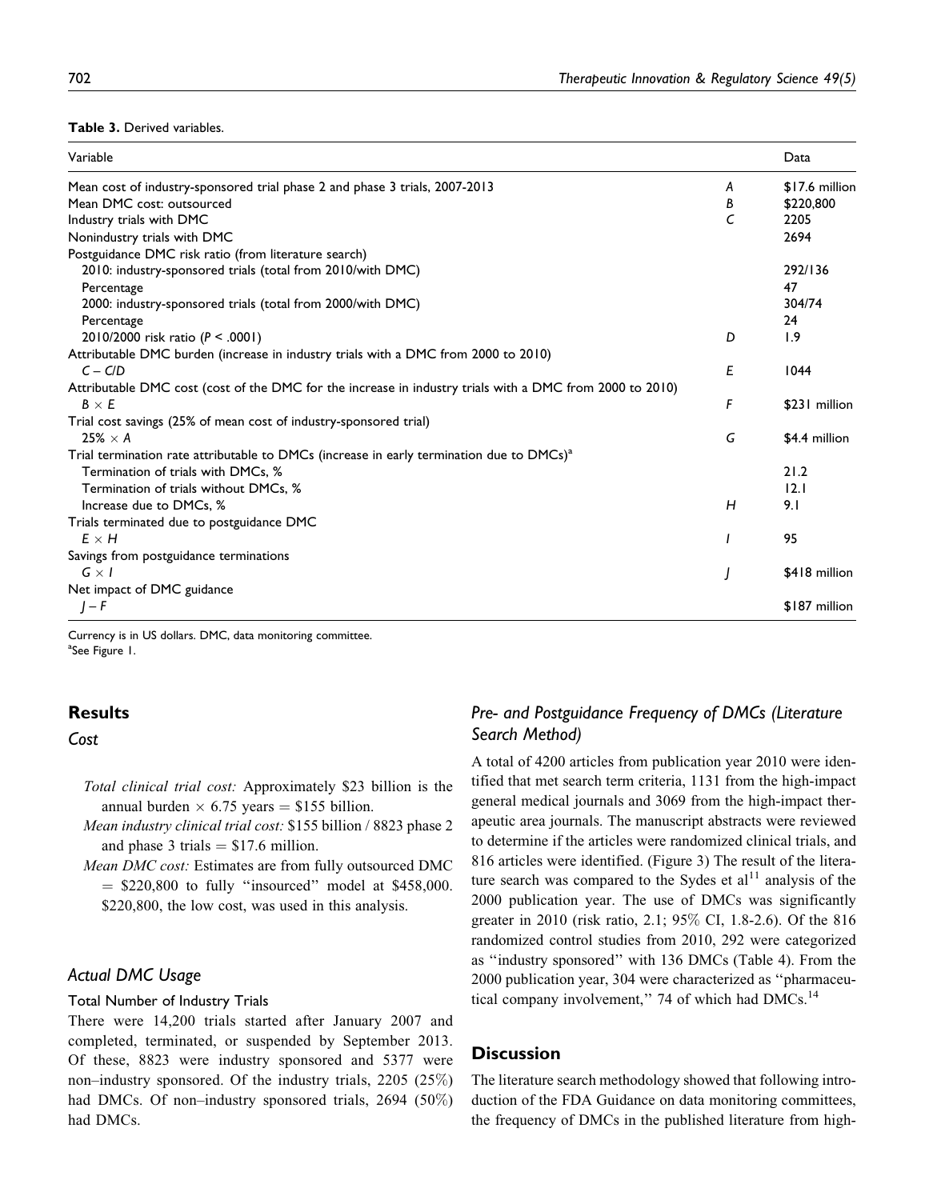**Table 3.** Derived variables.

| Variable | | Data |
|---|---|---|
| Mean cost of industry-sponsored trial phase 2 and phase 3 trials, 2007-2013 | A | $17.6 million |
| Mean DMC cost: outsourced | B | $220,800 |
| Industry trials with DMC | C | 2205 |
| Nonindustry trials with DMC | | 2694 |
| Postguidance DMC risk ratio (from literature search) | | |
| 2010: industry-sponsored trials (total from 2010/with DMC) | | 292/136 |
| Percentage | | 47 |
| 2000: industry-sponsored trials (total from 2000/with DMC) | | 304/74 |
| Percentage | | 24 |
| 2010/2000 risk ratio ($P < .0001$) | D | 1.9 |
| Attributable DMC burden (increase in industry trials with a DMC from 2000 to 2010) | | |
| $C - C/D$ | E | 1044 |
| Attributable DMC cost (cost of the DMC for the increase in industry trials with a DMC from 2000 to 2010) | | |
| $B \times E$ | F | $231 million |
| Trial cost savings (25% of mean cost of industry-sponsored trial) | | |
| $25\% \times A$ | G | $4.4 million |
| Trial termination rate attributable to DMCs (increase in early termination due to DMCs)[a] | | |
| Termination of trials with DMCs, % | | 21.2 |
| Termination of trials without DMCs, % | | 12.1 |
| Increase due to DMCs, % | H | 9.1 |
| Trials terminated due to postguidance DMC | | |
| $E \times H$ | I | 95 |
| Savings from postguidance terminations | | |
| $G \times I$ | J | $418 million |
| Net impact of DMC guidance | | |
| $J - F$ | | $187 million |

Currency is in US dollars. DMC, data monitoring committee.
[a]See Figure 1.

## Results

### Cost

*Total clinical trial cost:* Approximately $23 billion is the annual burden × 6.75 years = $155 billion.

*Mean industry clinical trial cost:* $155 billion / 8823 phase 2 and phase 3 trials = $17.6 million.

*Mean DMC cost:* Estimates are from fully outsourced DMC = $220,800 to fully "insourced" model at $458,000. $220,800, the low cost, was used in this analysis.

### Actual DMC Usage

#### Total Number of Industry Trials

There were 14,200 trials started after January 2007 and completed, terminated, or suspended by September 2013. Of these, 8823 were industry sponsored and 5377 were non–industry sponsored. Of the industry trials, 2205 (25%) had DMCs. Of non–industry sponsored trials, 2694 (50%) had DMCs.

### Pre- and Postguidance Frequency of DMCs (Literature Search Method)

A total of 4200 articles from publication year 2010 were identified that met search term criteria, 1131 from the high-impact general medical journals and 3069 from the high-impact therapeutic area journals. The manuscript abstracts were reviewed to determine if the articles were randomized clinical trials, and 816 articles were identified. (Figure 3) The result of the literature search was compared to the Sydes et al[11] analysis of the 2000 publication year. The use of DMCs was significantly greater in 2010 (risk ratio, 2.1; 95% CI, 1.8-2.6). Of the 816 randomized control studies from 2010, 292 were categorized as "industry sponsored" with 136 DMCs (Table 4). From the 2000 publication year, 304 were characterized as "pharmaceutical company involvement," 74 of which had DMCs.[14]

## Discussion

The literature search methodology showed that following introduction of the FDA Guidance on data monitoring committees, the frequency of DMCs in the published literature from high-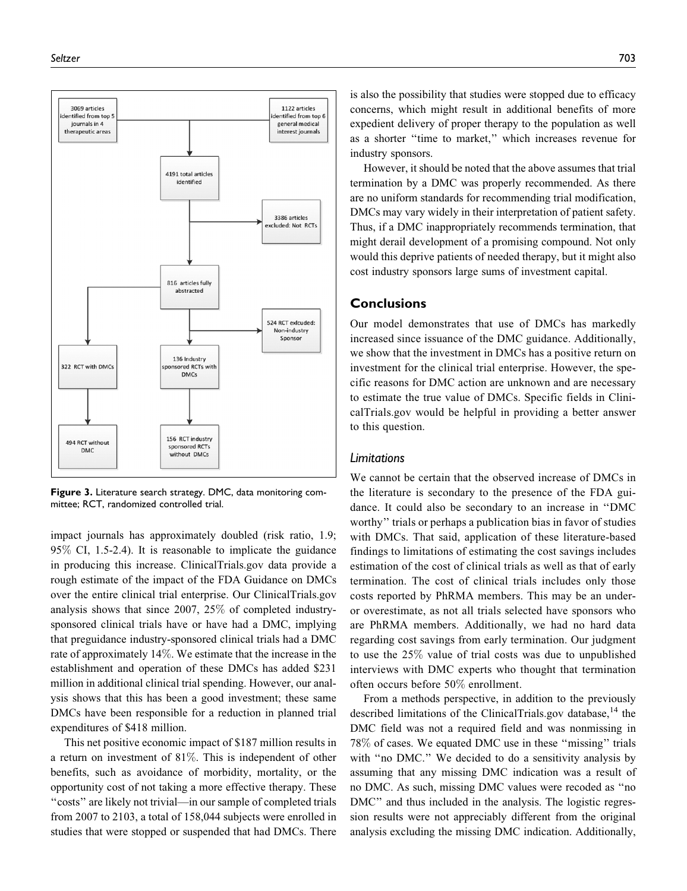Figure 3. Literature search strategy. DMC, data monitoring committee; RCT, randomized controlled trial.

impact journals has approximately doubled (risk ratio, 1.9; 95% CI, 1.5-2.4). It is reasonable to implicate the guidance in producing this increase. ClinicalTrials.gov data provide a rough estimate of the impact of the FDA Guidance on DMCs over the entire clinical trial enterprise. Our ClinicalTrials.gov analysis shows that since 2007, 25% of completed industry-sponsored clinical trials have or have had a DMC, implying that preguidance industry-sponsored clinical trials had a DMC rate of approximately 14%. We estimate that the increase in the establishment and operation of these DMCs has added $231 million in additional clinical trial spending. However, our analysis shows that this has been a good investment; these same DMCs have been responsible for a reduction in planned trial expenditures of $418 million.

This net positive economic impact of $187 million results in a return on investment of 81%. This is independent of other benefits, such as avoidance of morbidity, mortality, or the opportunity cost of not taking a more effective therapy. These ''costs'' are likely not trivial—in our sample of completed trials from 2007 to 2103, a total of 158,044 subjects were enrolled in studies that were stopped or suspended that had DMCs. There is also the possibility that studies were stopped due to efficacy concerns, which might result in additional benefits of more expedient delivery of proper therapy to the population as well as a shorter ''time to market,'' which increases revenue for industry sponsors.

However, it should be noted that the above assumes that trial termination by a DMC was properly recommended. As there are no uniform standards for recommending trial modification, DMCs may vary widely in their interpretation of patient safety. Thus, if a DMC inappropriately recommends termination, that might derail development of a promising compound. Not only would this deprive patients of needed therapy, but it might also cost industry sponsors large sums of investment capital.

## Conclusions

Our model demonstrates that use of DMCs has markedly increased since issuance of the DMC guidance. Additionally, we show that the investment in DMCs has a positive return on investment for the clinical trial enterprise. However, the specific reasons for DMC action are unknown and are necessary to estimate the true value of DMCs. Specific fields in ClinicalTrials.gov would be helpful in providing a better answer to this question.

### *Limitations*

We cannot be certain that the observed increase of DMCs in the literature is secondary to the presence of the FDA guidance. It could also be secondary to an increase in ''DMC worthy'' trials or perhaps a publication bias in favor of studies with DMCs. That said, application of these literature-based findings to limitations of estimating the cost savings includes estimation of the cost of clinical trials as well as that of early termination. The cost of clinical trials includes only those costs reported by PhRMA members. This may be an under- or overestimate, as not all trials selected have sponsors who are PhRMA members. Additionally, we had no hard data regarding cost savings from early termination. Our judgment to use the 25% value of trial costs was due to unpublished interviews with DMC experts who thought that termination often occurs before 50% enrollment.

From a methods perspective, in addition to the previously described limitations of the ClinicalTrials.gov database,[14] the DMC field was not a required field and was nonmissing in 78% of cases. We equated DMC use in these ''missing'' trials with ''no DMC.'' We decided to do a sensitivity analysis by assuming that any missing DMC indication was a result of no DMC. As such, missing DMC values were recoded as ''no DMC'' and thus included in the analysis. The logistic regression results were not appreciably different from the original analysis excluding the missing DMC indication. Additionally,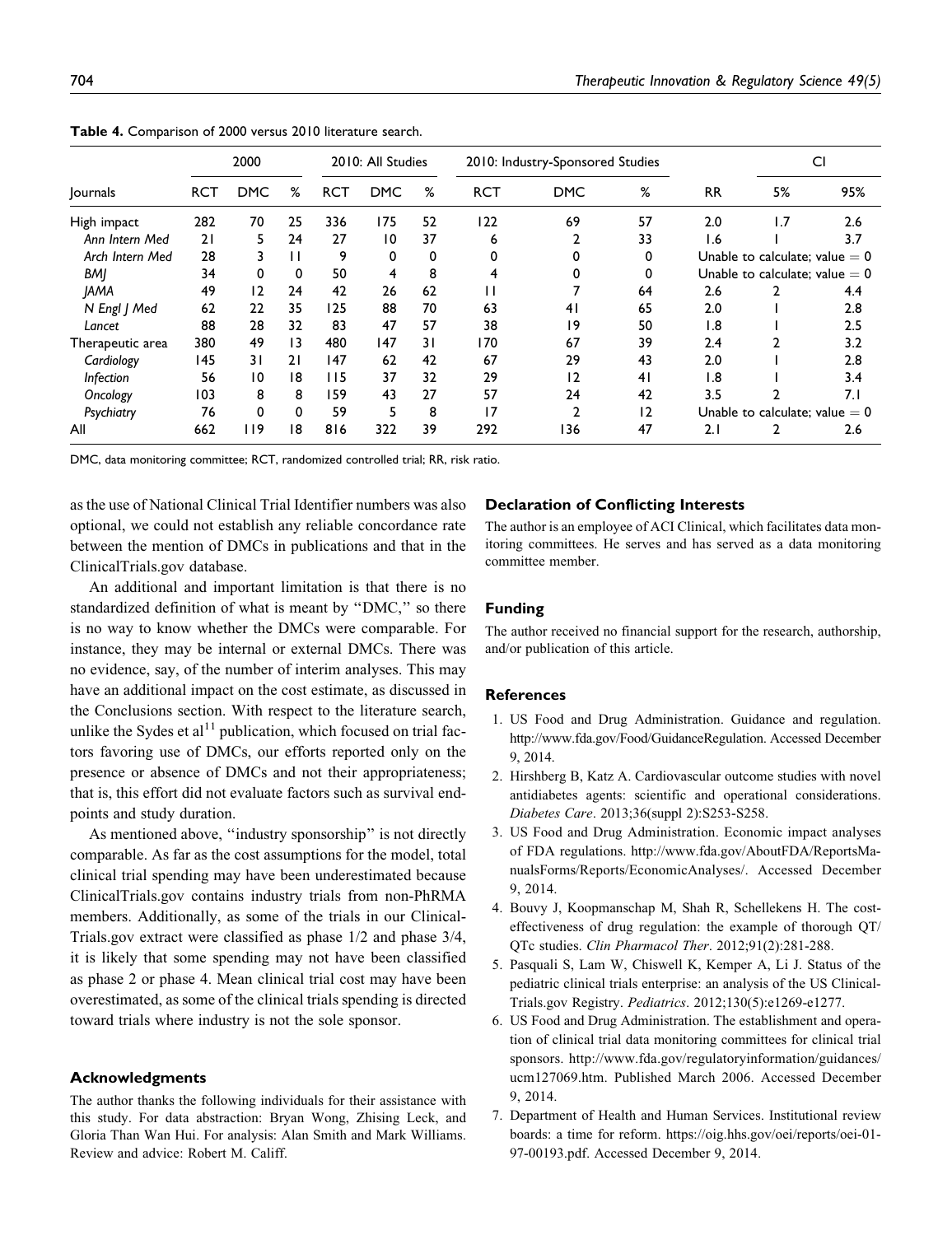**Table 4.** Comparison of 2000 versus 2010 literature search.

| Journals | 2000 | | | 2010: All Studies | | | 2010: Industry-Sponsored Studies | | | | CI | |
|---|---|---|---|---|---|---|---|---|---|---|---|---|
| | RCT | DMC | % | RCT | DMC | % | RCT | DMC | % | RR | 5% | 95% |
| High impact | 282 | 70 | 25 | 336 | 175 | 52 | 122 | 69 | 57 | 2.0 | 1.7 | 2.6 |
| *Ann Intern Med* | 21 | 5 | 24 | 27 | 10 | 37 | 6 | 2 | 33 | 1.6 | 1 | 3.7 |
| *Arch Intern Med* | 28 | 3 | 11 | 9 | 0 | 0 | 0 | 0 | 0 | Unable to calculate; value = 0 | | |
| *BMJ* | 34 | 0 | 0 | 50 | 4 | 8 | 4 | 0 | 0 | Unable to calculate; value = 0 | | |
| *JAMA* | 49 | 12 | 24 | 42 | 26 | 62 | 11 | 7 | 64 | 2.6 | 2 | 4.4 |
| *N Engl J Med* | 62 | 22 | 35 | 125 | 88 | 70 | 63 | 41 | 65 | 2.0 | 1 | 2.8 |
| *Lancet* | 88 | 28 | 32 | 83 | 47 | 57 | 38 | 19 | 50 | 1.8 | 1 | 2.5 |
| Therapeutic area | 380 | 49 | 13 | 480 | 147 | 31 | 170 | 67 | 39 | 2.4 | 2 | 3.2 |
| *Cardiology* | 145 | 31 | 21 | 147 | 62 | 42 | 67 | 29 | 43 | 2.0 | 1 | 2.8 |
| *Infection* | 56 | 10 | 18 | 115 | 37 | 32 | 29 | 12 | 41 | 1.8 | 1 | 3.4 |
| *Oncology* | 103 | 8 | 8 | 159 | 43 | 27 | 57 | 24 | 42 | 3.5 | 2 | 7.1 |
| *Psychiatry* | 76 | 0 | 0 | 59 | 5 | 8 | 17 | 2 | 12 | Unable to calculate; value = 0 | | |
| All | 662 | 119 | 18 | 816 | 322 | 39 | 292 | 136 | 47 | 2.1 | 2 | 2.6 |

DMC, data monitoring committee; RCT, randomized controlled trial; RR, risk ratio.

as the use of National Clinical Trial Identifier numbers was also optional, we could not establish any reliable concordance rate between the mention of DMCs in publications and that in the ClinicalTrials.gov database.

An additional and important limitation is that there is no standardized definition of what is meant by "DMC," so there is no way to know whether the DMCs were comparable. For instance, they may be internal or external DMCs. There was no evidence, say, of the number of interim analyses. This may have an additional impact on the cost estimate, as discussed in the Conclusions section. With respect to the literature search, unlike the Sydes et al[11] publication, which focused on trial factors favoring use of DMCs, our efforts reported only on the presence or absence of DMCs and not their appropriateness; that is, this effort did not evaluate factors such as survival endpoints and study duration.

As mentioned above, "industry sponsorship" is not directly comparable. As far as the cost assumptions for the model, total clinical trial spending may have been underestimated because ClinicalTrials.gov contains industry trials from non-PhRMA members. Additionally, as some of the trials in our ClinicalTrials.gov extract were classified as phase 1/2 and phase 3/4, it is likely that some spending may not have been classified as phase 2 or phase 4. Mean clinical trial cost may have been overestimated, as some of the clinical trials spending is directed toward trials where industry is not the sole sponsor.

## Acknowledgments

The author thanks the following individuals for their assistance with this study. For data abstraction: Bryan Wong, Zhising Leck, and Gloria Than Wan Hui. For analysis: Alan Smith and Mark Williams. Review and advice: Robert M. Califf.

## Declaration of Conflicting Interests

The author is an employee of ACI Clinical, which facilitates data monitoring committees. He serves and has served as a data monitoring committee member.

## Funding

The author received no financial support for the research, authorship, and/or publication of this article.

## References

1. US Food and Drug Administration. Guidance and regulation. http://www.fda.gov/Food/GuidanceRegulation. Accessed December 9, 2014.
2. Hirshberg B, Katz A. Cardiovascular outcome studies with novel antidiabetes agents: scientific and operational considerations. *Diabetes Care*. 2013;36(suppl 2):S253-S258.
3. US Food and Drug Administration. Economic impact analyses of FDA regulations. http://www.fda.gov/AboutFDA/ReportsManualsForms/Reports/EconomicAnalyses/. Accessed December 9, 2014.
4. Bouvy J, Koopmanschap M, Shah R, Schellekens H. The cost-effectiveness of drug regulation: the example of thorough QT/QTc studies. *Clin Pharmacol Ther*. 2012;91(2):281-288.
5. Pasquali S, Lam W, Chiswell K, Kemper A, Li J. Status of the pediatric clinical trials enterprise: an analysis of the US ClinicalTrials.gov Registry. *Pediatrics*. 2012;130(5):e1269-e1277.
6. US Food and Drug Administration. The establishment and operation of clinical trial data monitoring committees for clinical trial sponsors. http://www.fda.gov/regulatoryinformation/guidances/ucm127069.htm. Published March 2006. Accessed December 9, 2014.
7. Department of Health and Human Services. Institutional review boards: a time for reform. https://oig.hhs.gov/oei/reports/oei-01-97-00193.pdf. Accessed December 9, 2014.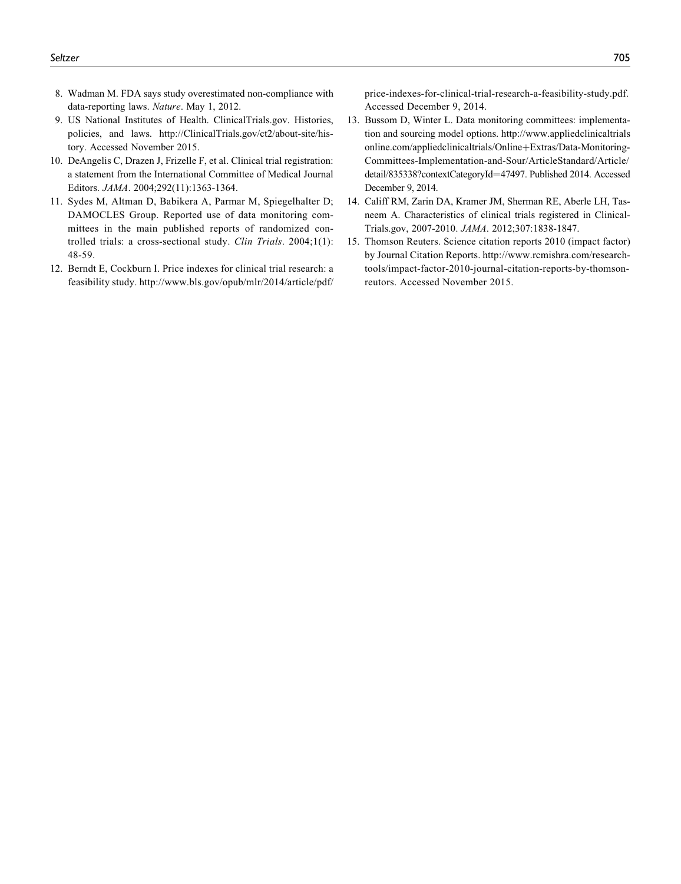8. Wadman M. FDA says study overestimated non-compliance with data-reporting laws. *Nature*. May 1, 2012.
9. US National Institutes of Health. ClinicalTrials.gov. Histories, policies, and laws. http://ClinicalTrials.gov/ct2/about-site/history. Accessed November 2015.
10. DeAngelis C, Drazen J, Frizelle F, et al. Clinical trial registration: a statement from the International Committee of Medical Journal Editors. *JAMA*. 2004;292(11):1363-1364.
11. Sydes M, Altman D, Babikera A, Parmar M, Spiegelhalter D; DAMOCLES Group. Reported use of data monitoring committees in the main published reports of randomized controlled trials: a cross-sectional study. *Clin Trials*. 2004;1(1): 48-59.
12. Berndt E, Cockburn I. Price indexes for clinical trial research: a feasibility study. http://www.bls.gov/opub/mlr/2014/article/pdf/price-indexes-for-clinical-trial-research-a-feasibility-study.pdf. Accessed December 9, 2014.
13. Bussom D, Winter L. Data monitoring committees: implementation and sourcing model options. http://www.appliedclinicaltrialsonline.com/appliedclinicaltrials/Online+Extras/Data-Monitoring-Committees-Implementation-and-Sour/ArticleStandard/Article/detail/835338?contextCategoryId=47497. Published 2014. Accessed December 9, 2014.
14. Califf RM, Zarin DA, Kramer JM, Sherman RE, Aberle LH, Tasneem A. Characteristics of clinical trials registered in ClinicalTrials.gov, 2007-2010. *JAMA*. 2012;307:1838-1847.
15. Thomson Reuters. Science citation reports 2010 (impact factor) by Journal Citation Reports. http://www.rcmishra.com/research-tools/impact-factor-2010-journal-citation-reports-by-thomson-reutors. Accessed November 2015.